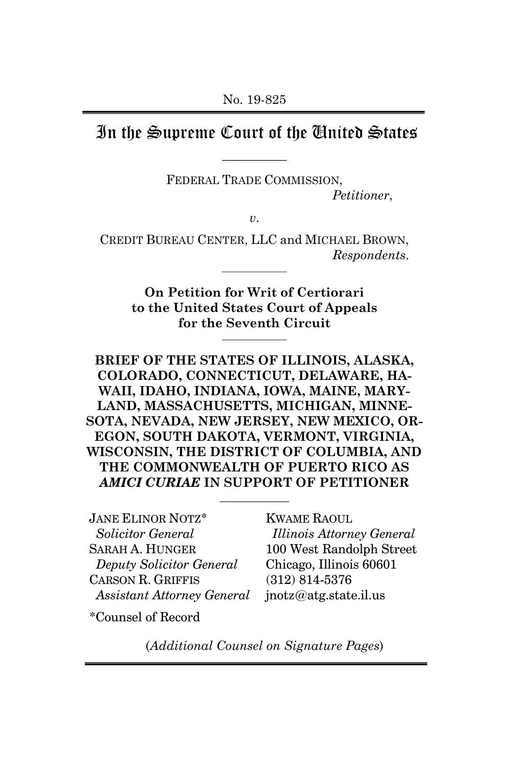No. 19-825

# In the Supreme Court of the United States

FEDERAL TRADE COMMISSION,
*Petitioner*,

*v.*

CREDIT BUREAU CENTER, LLC and MICHAEL BROWN,
*Respondents*.

**On Petition for Writ of Certiorari to the United States Court of Appeals for the Seventh Circuit**

**BRIEF OF THE STATES OF ILLINOIS, ALASKA, COLORADO, CONNECTICUT, DELAWARE, HAWAII, IDAHO, INDIANA, IOWA, MAINE, MARYLAND, MASSACHUSETTS, MICHIGAN, MINNESOTA, NEVADA, NEW JERSEY, NEW MEXICO, OREGON, SOUTH DAKOTA, VERMONT, VIRGINIA, WISCONSIN, THE DISTRICT OF COLUMBIA, AND THE COMMONWEALTH OF PUERTO RICO AS *AMICI CURIAE* IN SUPPORT OF PETITIONER**

JANE ELINOR NOTZ*
*Solicitor General*
SARAH A. HUNGER
*Deputy Solicitor General*
CARSON R. GRIFFIS
*Assistant Attorney General*

KWAME RAOUL
*Illinois Attorney General*
100 West Randolph Street
Chicago, Illinois 60601
(312) 814-5376
jnotz@atg.state.il.us

*Counsel of Record

(*Additional Counsel on Signature Pages*)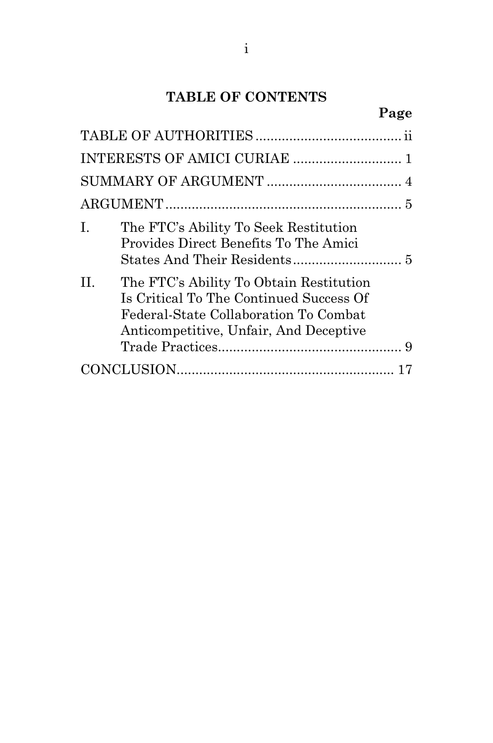## TABLE OF CONTENTS

| | Page |
|---|---|
| TABLE OF AUTHORITIES | ii |
| INTERESTS OF AMICI CURIAE | 1 |
| SUMMARY OF ARGUMENT | 4 |
| ARGUMENT | 5 |
| I. The FTC's Ability To Seek Restitution Provides Direct Benefits To The Amici States And Their Residents | 5 |
| II. The FTC's Ability To Obtain Restitution Is Critical To The Continued Success Of Federal-State Collaboration To Combat Anticompetitive, Unfair, And Deceptive Trade Practices | 9 |
| CONCLUSION | 17 |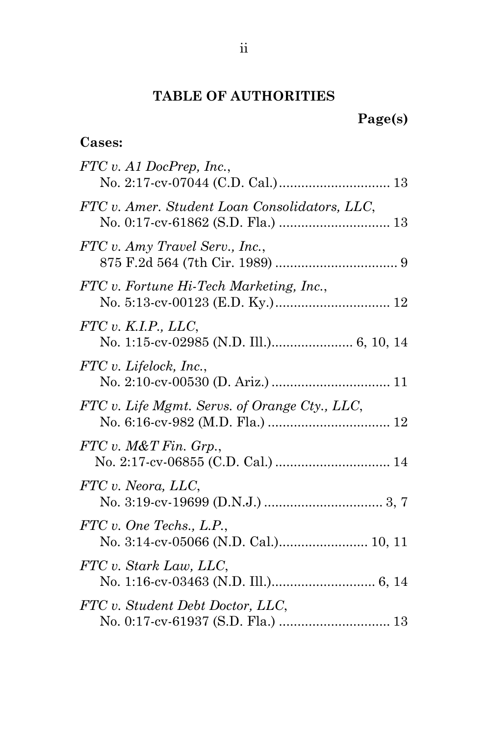## TABLE OF AUTHORITIES

**Page(s)**

**Cases:**

*FTC v. A1 DocPrep, Inc.*,
No. 2:17-cv-07044 (C.D. Cal.) .............................. 13

*FTC v. Amer. Student Loan Consolidators, LLC*,
No. 0:17-cv-61862 (S.D. Fla.) .............................. 13

*FTC v. Amy Travel Serv., Inc.*,
875 F.2d 564 (7th Cir. 1989) ................................. 9

*FTC v. Fortune Hi-Tech Marketing, Inc.*,
No. 5:13-cv-00123 (E.D. Ky.) ............................... 12

*FTC v. K.I.P., LLC*,
No. 1:15-cv-02985 (N.D. Ill.) ...................... 6, 10, 14

*FTC v. Lifelock, Inc.*,
No. 2:10-cv-00530 (D. Ariz.) ................................ 11

*FTC v. Life Mgmt. Servs. of Orange Cty., LLC*,
No. 6:16-cv-982 (M.D. Fla.) ................................. 12

*FTC v. M&T Fin. Grp.*,
No. 2:17-cv-06855 (C.D. Cal.) ............................... 14

*FTC v. Neora, LLC*,
No. 3:19-cv-19699 (D.N.J.) ................................ 3, 7

*FTC v. One Techs., L.P.*,
No. 3:14-cv-05066 (N.D. Cal.) ........................ 10, 11

*FTC v. Stark Law, LLC*,
No. 1:16-cv-03463 (N.D. Ill.) ............................ 6, 14

*FTC v. Student Debt Doctor, LLC*,
No. 0:17-cv-61937 (S.D. Fla.) .............................. 13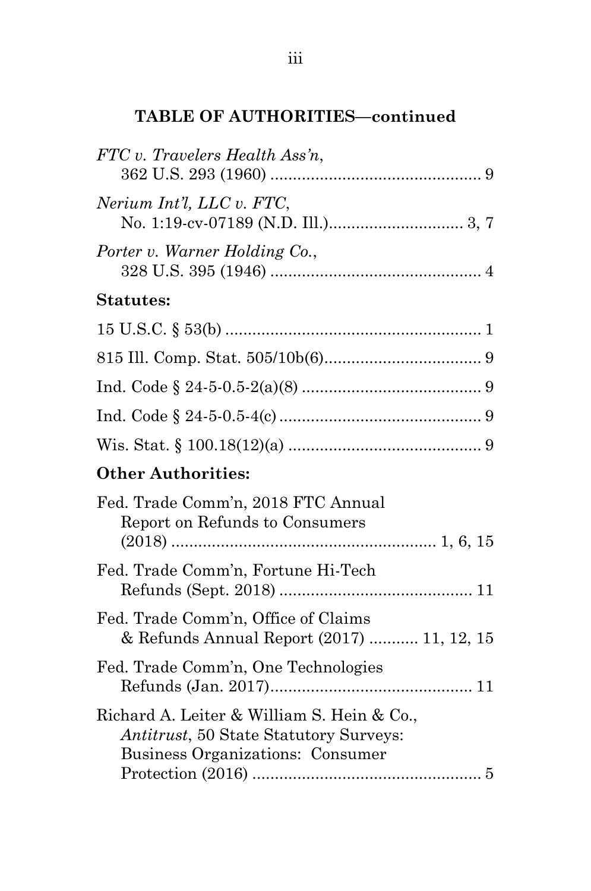**TABLE OF AUTHORITIES—continued**

*FTC v. Travelers Health Ass'n*,
362 U.S. 293 (1960) .............................................. 9

*Nerium Int'l, LLC v. FTC*,
No. 1:19-cv-07189 (N.D. Ill.)............................. 3, 7

*Porter v. Warner Holding Co.*,
328 U.S. 395 (1946) .............................................. 4

**Statutes:**

15 U.S.C. § 53(b) ........................................................ 1

815 Ill. Comp. Stat. 505/10b(6).................................. 9

Ind. Code § 24-5-0.5-2(a)(8) ....................................... 9

Ind. Code § 24-5-0.5-4(c) ............................................ 9

Wis. Stat. § 100.18(12)(a) .......................................... 9

**Other Authorities:**

Fed. Trade Comm'n, 2018 FTC Annual
Report on Refunds to Consumers
(2018) .......................................................... 1, 6, 15

Fed. Trade Comm'n, Fortune Hi-Tech
Refunds (Sept. 2018) .......................................... 11

Fed. Trade Comm'n, Office of Claims
& Refunds Annual Report (2017) ........... 11, 12, 15

Fed. Trade Comm'n, One Technologies
Refunds (Jan. 2017)............................................ 11

Richard A. Leiter & William S. Hein & Co.,
*Antitrust*, 50 State Statutory Surveys:
Business Organizations: Consumer
Protection (2016) .................................................. 5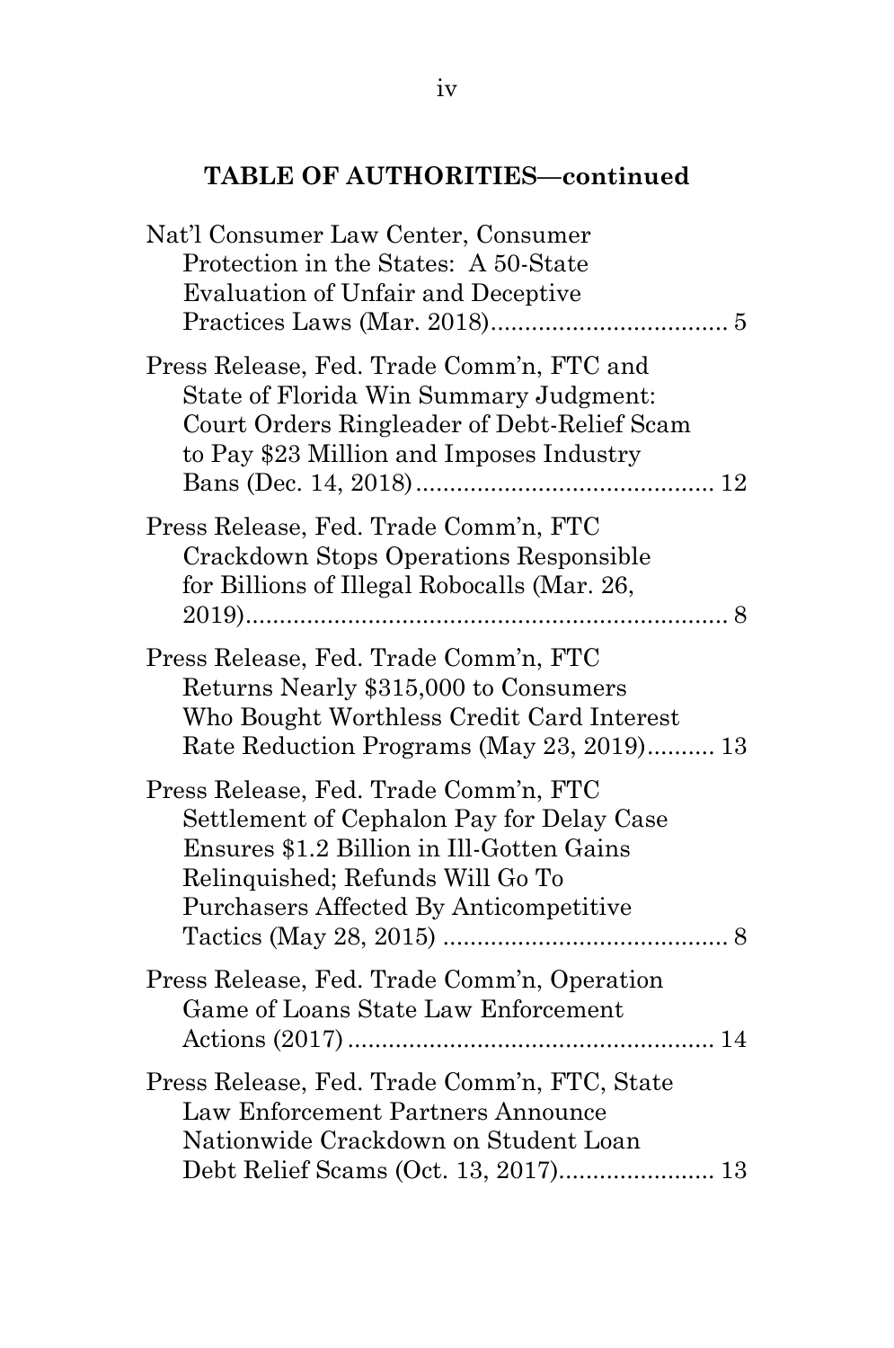**TABLE OF AUTHORITIES—continued**

Nat'l Consumer Law Center, Consumer Protection in the States: A 50-State Evaluation of Unfair and Deceptive Practices Laws (Mar. 2018).................................. 5

Press Release, Fed. Trade Comm'n, FTC and State of Florida Win Summary Judgment: Court Orders Ringleader of Debt-Relief Scam to Pay $23 Million and Imposes Industry Bans (Dec. 14, 2018)........................................... 12

Press Release, Fed. Trade Comm'n, FTC Crackdown Stops Operations Responsible for Billions of Illegal Robocalls (Mar. 26, 2019)....................................................................... 8

Press Release, Fed. Trade Comm'n, FTC Returns Nearly $315,000 to Consumers Who Bought Worthless Credit Card Interest Rate Reduction Programs (May 23, 2019).......... 13

Press Release, Fed. Trade Comm'n, FTC Settlement of Cephalon Pay for Delay Case Ensures $1.2 Billion in Ill-Gotten Gains Relinquished; Refunds Will Go To Purchasers Affected By Anticompetitive Tactics (May 28, 2015) .......................................... 8

Press Release, Fed. Trade Comm'n, Operation Game of Loans State Law Enforcement Actions (2017)...................................................... 14

Press Release, Fed. Trade Comm'n, FTC, State Law Enforcement Partners Announce Nationwide Crackdown on Student Loan Debt Relief Scams (Oct. 13, 2017)....................... 13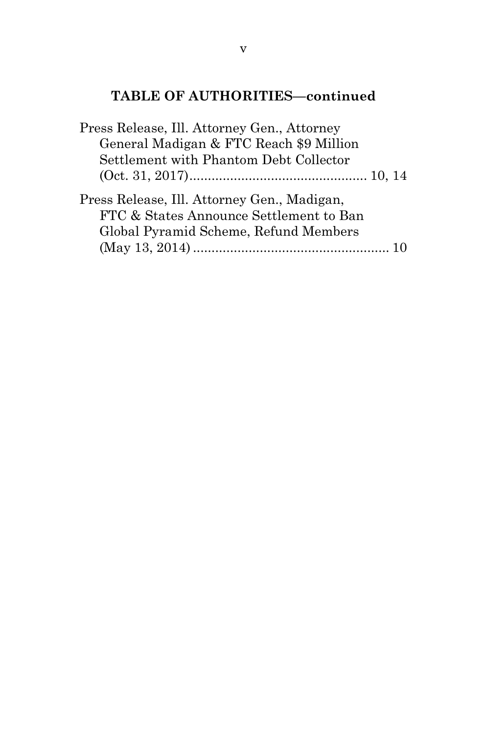**TABLE OF AUTHORITIES—continued**

Press Release, Ill. Attorney Gen., Attorney General Madigan & FTC Reach $9 Million Settlement with Phantom Debt Collector (Oct. 31, 2017)................................................ 10, 14

Press Release, Ill. Attorney Gen., Madigan, FTC & States Announce Settlement to Ban Global Pyramid Scheme, Refund Members (May 13, 2014) ..................................................... 10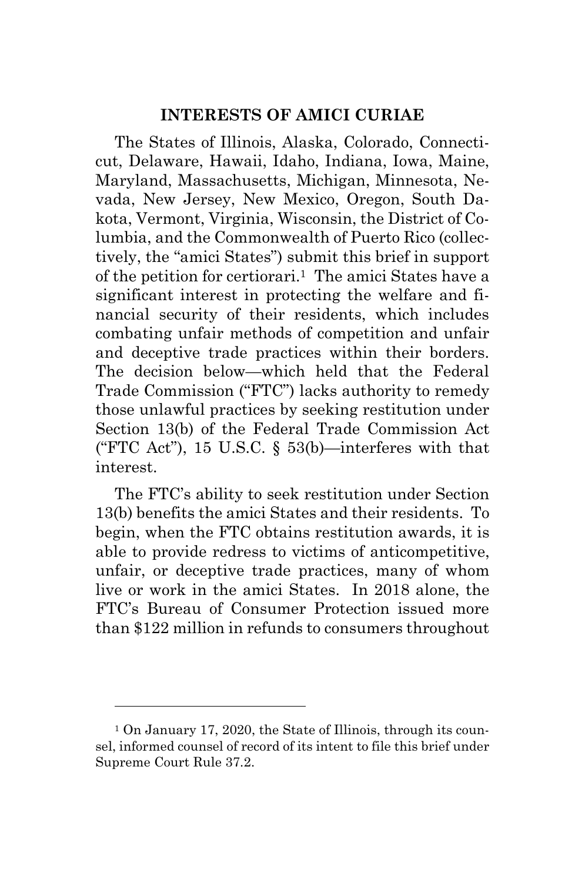## INTERESTS OF AMICI CURIAE

The States of Illinois, Alaska, Colorado, Connecticut, Delaware, Hawaii, Idaho, Indiana, Iowa, Maine, Maryland, Massachusetts, Michigan, Minnesota, Nevada, New Jersey, New Mexico, Oregon, South Dakota, Vermont, Virginia, Wisconsin, the District of Columbia, and the Commonwealth of Puerto Rico (collectively, the "amici States") submit this brief in support of the petition for certiorari.[1] The amici States have a significant interest in protecting the welfare and financial security of their residents, which includes combating unfair methods of competition and unfair and deceptive trade practices within their borders. The decision below—which held that the Federal Trade Commission ("FTC") lacks authority to remedy those unlawful practices by seeking restitution under Section 13(b) of the Federal Trade Commission Act ("FTC Act"), 15 U.S.C. § 53(b)—interferes with that interest.

The FTC's ability to seek restitution under Section 13(b) benefits the amici States and their residents. To begin, when the FTC obtains restitution awards, it is able to provide redress to victims of anticompetitive, unfair, or deceptive trade practices, many of whom live or work in the amici States. In 2018 alone, the FTC's Bureau of Consumer Protection issued more than $122 million in refunds to consumers throughout

[1] On January 17, 2020, the State of Illinois, through its counsel, informed counsel of record of its intent to file this brief under Supreme Court Rule 37.2.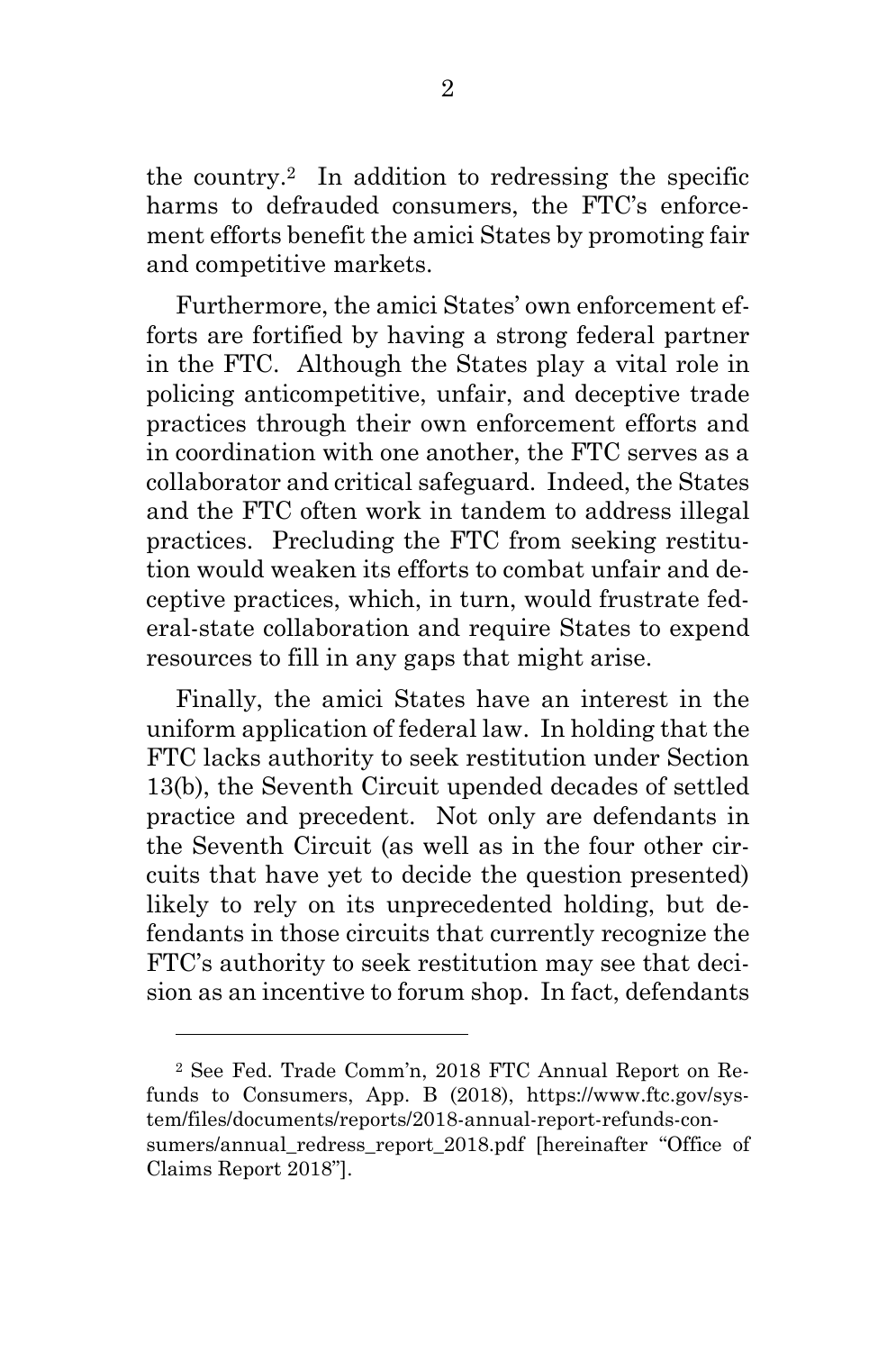the country.[2] In addition to redressing the specific harms to defrauded consumers, the FTC's enforcement efforts benefit the amici States by promoting fair and competitive markets.

Furthermore, the amici States' own enforcement efforts are fortified by having a strong federal partner in the FTC. Although the States play a vital role in policing anticompetitive, unfair, and deceptive trade practices through their own enforcement efforts and in coordination with one another, the FTC serves as a collaborator and critical safeguard. Indeed, the States and the FTC often work in tandem to address illegal practices. Precluding the FTC from seeking restitution would weaken its efforts to combat unfair and deceptive practices, which, in turn, would frustrate federal-state collaboration and require States to expend resources to fill in any gaps that might arise.

Finally, the amici States have an interest in the uniform application of federal law. In holding that the FTC lacks authority to seek restitution under Section 13(b), the Seventh Circuit upended decades of settled practice and precedent. Not only are defendants in the Seventh Circuit (as well as in the four other circuits that have yet to decide the question presented) likely to rely on its unprecedented holding, but defendants in those circuits that currently recognize the FTC's authority to seek restitution may see that decision as an incentive to forum shop. In fact, defendants

---

[2] See Fed. Trade Comm'n, 2018 FTC Annual Report on Refunds to Consumers, App. B (2018), https://www.ftc.gov/system/files/documents/reports/2018-annual-report-refunds-consumers/annual_redress_report_2018.pdf [hereinafter "Office of Claims Report 2018"].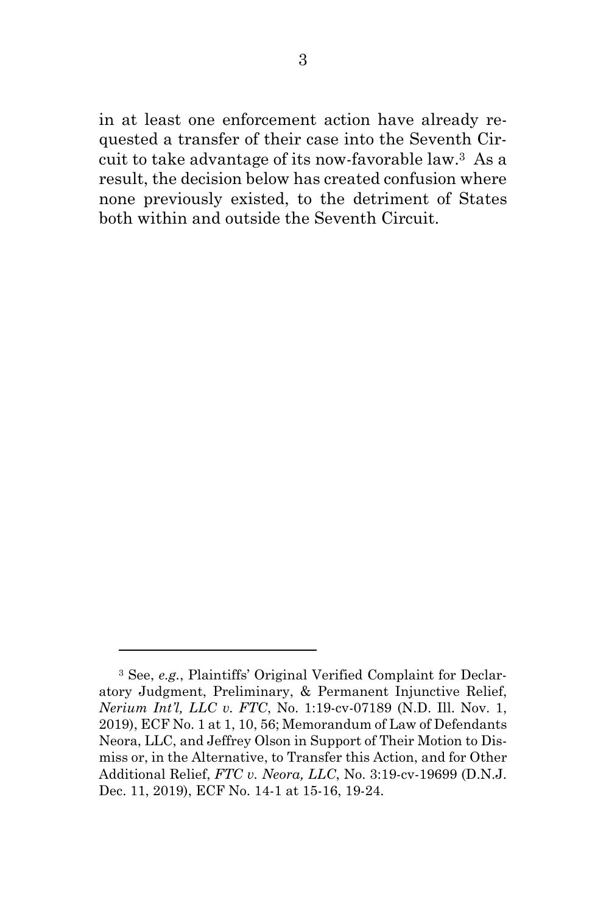in at least one enforcement action have already requested a transfer of their case into the Seventh Circuit to take advantage of its now-favorable law.[3] As a result, the decision below has created confusion where none previously existed, to the detriment of States both within and outside the Seventh Circuit.

---

[3] See, *e.g.*, Plaintiffs' Original Verified Complaint for Declaratory Judgment, Preliminary, & Permanent Injunctive Relief, *Nerium Int'l, LLC v. FTC*, No. 1:19-cv-07189 (N.D. Ill. Nov. 1, 2019), ECF No. 1 at 1, 10, 56; Memorandum of Law of Defendants Neora, LLC, and Jeffrey Olson in Support of Their Motion to Dismiss or, in the Alternative, to Transfer this Action, and for Other Additional Relief, *FTC v. Neora, LLC*, No. 3:19-cv-19699 (D.N.J. Dec. 11, 2019), ECF No. 14-1 at 15-16, 19-24.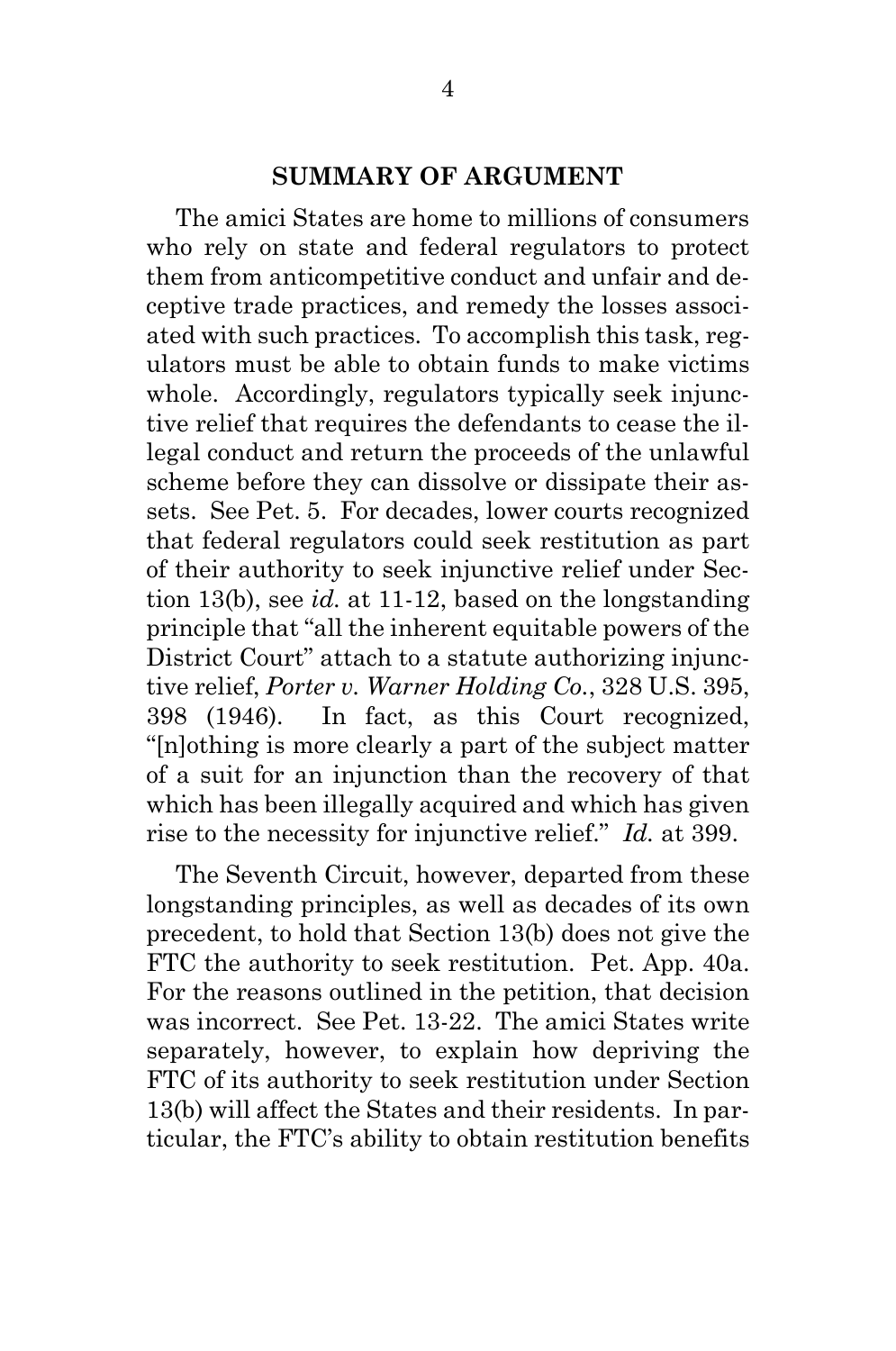## SUMMARY OF ARGUMENT

The amici States are home to millions of consumers who rely on state and federal regulators to protect them from anticompetitive conduct and unfair and deceptive trade practices, and remedy the losses associated with such practices. To accomplish this task, regulators must be able to obtain funds to make victims whole. Accordingly, regulators typically seek injunctive relief that requires the defendants to cease the illegal conduct and return the proceeds of the unlawful scheme before they can dissolve or dissipate their assets. See Pet. 5. For decades, lower courts recognized that federal regulators could seek restitution as part of their authority to seek injunctive relief under Section 13(b), see *id.* at 11-12, based on the longstanding principle that "all the inherent equitable powers of the District Court" attach to a statute authorizing injunctive relief, *Porter v. Warner Holding Co.*, 328 U.S. 395, 398 (1946). In fact, as this Court recognized, "[n]othing is more clearly a part of the subject matter of a suit for an injunction than the recovery of that which has been illegally acquired and which has given rise to the necessity for injunctive relief." *Id.* at 399.

The Seventh Circuit, however, departed from these longstanding principles, as well as decades of its own precedent, to hold that Section 13(b) does not give the FTC the authority to seek restitution. Pet. App. 40a. For the reasons outlined in the petition, that decision was incorrect. See Pet. 13-22. The amici States write separately, however, to explain how depriving the FTC of its authority to seek restitution under Section 13(b) will affect the States and their residents. In particular, the FTC's ability to obtain restitution benefits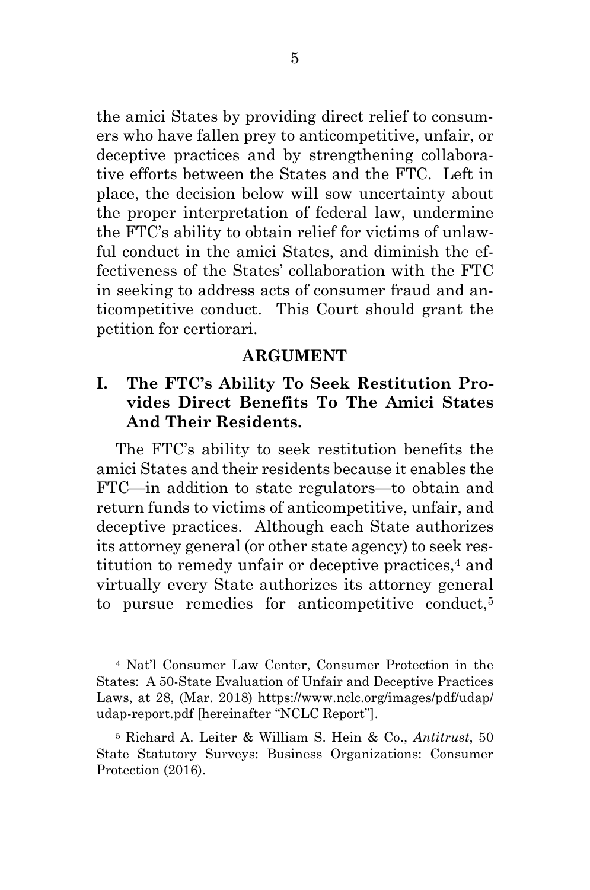the amici States by providing direct relief to consumers who have fallen prey to anticompetitive, unfair, or deceptive practices and by strengthening collaborative efforts between the States and the FTC. Left in place, the decision below will sow uncertainty about the proper interpretation of federal law, undermine the FTC's ability to obtain relief for victims of unlawful conduct in the amici States, and diminish the effectiveness of the States' collaboration with the FTC in seeking to address acts of consumer fraud and anticompetitive conduct. This Court should grant the petition for certiorari.

## ARGUMENT

### I. The FTC's Ability To Seek Restitution Provides Direct Benefits To The Amici States And Their Residents.

The FTC's ability to seek restitution benefits the amici States and their residents because it enables the FTC—in addition to state regulators—to obtain and return funds to victims of anticompetitive, unfair, and deceptive practices. Although each State authorizes its attorney general (or other state agency) to seek restitution to remedy unfair or deceptive practices,[4] and virtually every State authorizes its attorney general to pursue remedies for anticompetitive conduct,[5]

---

[4] Nat'l Consumer Law Center, Consumer Protection in the States: A 50-State Evaluation of Unfair and Deceptive Practices Laws, at 28, (Mar. 2018) https://www.nclc.org/images/pdf/udap/udap-report.pdf [hereinafter "NCLC Report"].

[5] Richard A. Leiter & William S. Hein & Co., *Antitrust*, 50 State Statutory Surveys: Business Organizations: Consumer Protection (2016).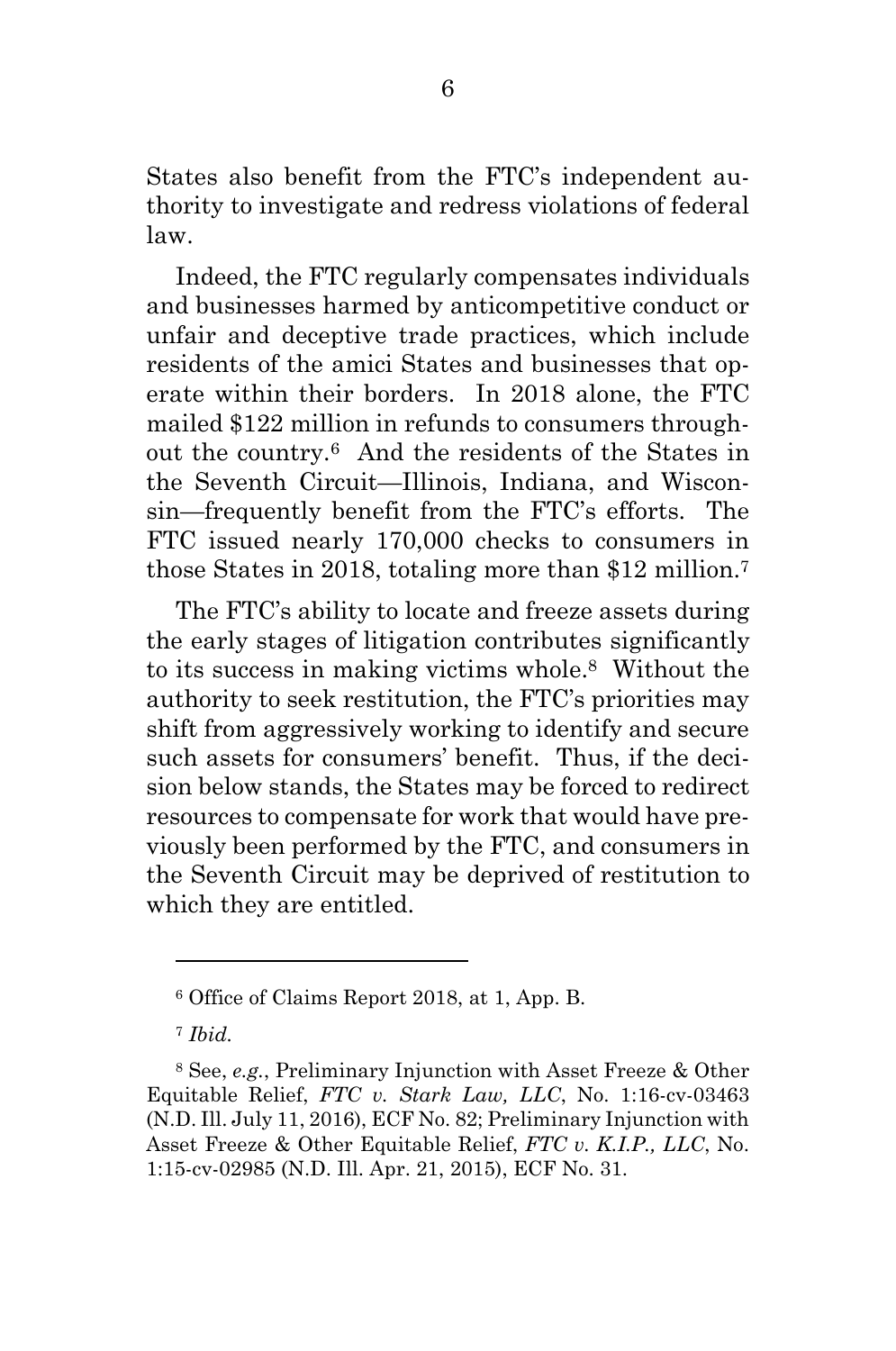States also benefit from the FTC's independent authority to investigate and redress violations of federal law.

Indeed, the FTC regularly compensates individuals and businesses harmed by anticompetitive conduct or unfair and deceptive trade practices, which include residents of the amici States and businesses that operate within their borders. In 2018 alone, the FTC mailed $122 million in refunds to consumers throughout the country.[6] And the residents of the States in the Seventh Circuit—Illinois, Indiana, and Wisconsin—frequently benefit from the FTC's efforts. The FTC issued nearly 170,000 checks to consumers in those States in 2018, totaling more than $12 million.[7]

The FTC's ability to locate and freeze assets during the early stages of litigation contributes significantly to its success in making victims whole.[8] Without the authority to seek restitution, the FTC's priorities may shift from aggressively working to identify and secure such assets for consumers' benefit. Thus, if the decision below stands, the States may be forced to redirect resources to compensate for work that would have previously been performed by the FTC, and consumers in the Seventh Circuit may be deprived of restitution to which they are entitled.

---

[6] Office of Claims Report 2018, at 1, App. B.

[7] *Ibid.*

[8] See, *e.g.*, Preliminary Injunction with Asset Freeze & Other Equitable Relief, *FTC v. Stark Law, LLC*, No. 1:16-cv-03463 (N.D. Ill. July 11, 2016), ECF No. 82; Preliminary Injunction with Asset Freeze & Other Equitable Relief, *FTC v. K.I.P., LLC*, No. 1:15-cv-02985 (N.D. Ill. Apr. 21, 2015), ECF No. 31.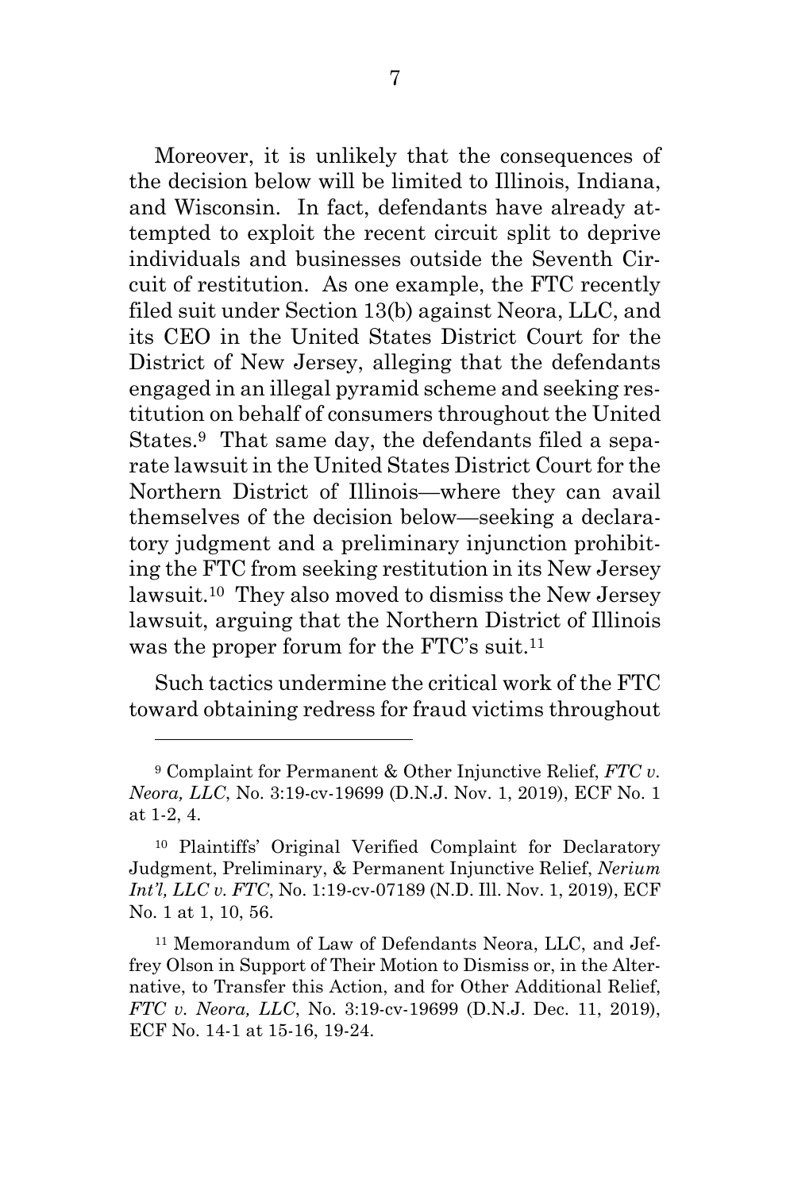Moreover, it is unlikely that the consequences of the decision below will be limited to Illinois, Indiana, and Wisconsin. In fact, defendants have already attempted to exploit the recent circuit split to deprive individuals and businesses outside the Seventh Circuit of restitution. As one example, the FTC recently filed suit under Section 13(b) against Neora, LLC, and its CEO in the United States District Court for the District of New Jersey, alleging that the defendants engaged in an illegal pyramid scheme and seeking restitution on behalf of consumers throughout the United States.[9] That same day, the defendants filed a separate lawsuit in the United States District Court for the Northern District of Illinois—where they can avail themselves of the decision below—seeking a declaratory judgment and a preliminary injunction prohibiting the FTC from seeking restitution in its New Jersey lawsuit.[10] They also moved to dismiss the New Jersey lawsuit, arguing that the Northern District of Illinois was the proper forum for the FTC's suit.[11]

Such tactics undermine the critical work of the FTC toward obtaining redress for fraud victims throughout

---

[9] Complaint for Permanent & Other Injunctive Relief, *FTC v. Neora, LLC*, No. 3:19-cv-19699 (D.N.J. Nov. 1, 2019), ECF No. 1 at 1-2, 4.

[10] Plaintiffs' Original Verified Complaint for Declaratory Judgment, Preliminary, & Permanent Injunctive Relief, *Nerium Int'l, LLC v. FTC*, No. 1:19-cv-07189 (N.D. Ill. Nov. 1, 2019), ECF No. 1 at 1, 10, 56.

[11] Memorandum of Law of Defendants Neora, LLC, and Jeffrey Olson in Support of Their Motion to Dismiss or, in the Alternative, to Transfer this Action, and for Other Additional Relief, *FTC v. Neora, LLC*, No. 3:19-cv-19699 (D.N.J. Dec. 11, 2019), ECF No. 14-1 at 15-16, 19-24.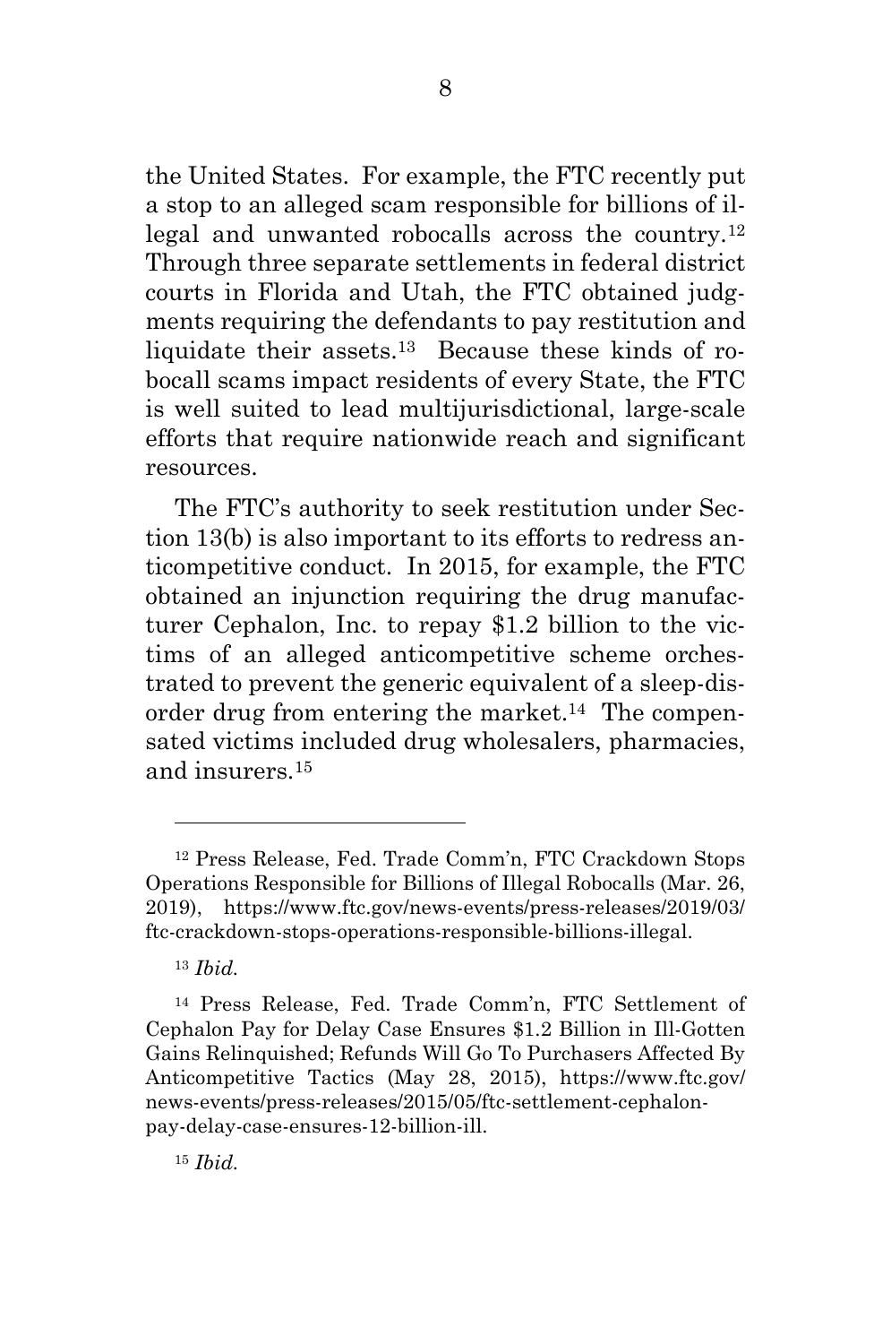the United States. For example, the FTC recently put a stop to an alleged scam responsible for billions of illegal and unwanted robocalls across the country.[12] Through three separate settlements in federal district courts in Florida and Utah, the FTC obtained judgments requiring the defendants to pay restitution and liquidate their assets.[13] Because these kinds of robocall scams impact residents of every State, the FTC is well suited to lead multijurisdictional, large-scale efforts that require nationwide reach and significant resources.

The FTC's authority to seek restitution under Section 13(b) is also important to its efforts to redress anticompetitive conduct. In 2015, for example, the FTC obtained an injunction requiring the drug manufacturer Cephalon, Inc. to repay $1.2 billion to the victims of an alleged anticompetitive scheme orchestrated to prevent the generic equivalent of a sleep-disorder drug from entering the market.[14] The compensated victims included drug wholesalers, pharmacies, and insurers.[15]

---

[12] Press Release, Fed. Trade Comm'n, FTC Crackdown Stops Operations Responsible for Billions of Illegal Robocalls (Mar. 26, 2019), https://www.ftc.gov/news-events/press-releases/2019/03/ftc-crackdown-stops-operations-responsible-billions-illegal.

[13] *Ibid.*

[14] Press Release, Fed. Trade Comm'n, FTC Settlement of Cephalon Pay for Delay Case Ensures $1.2 Billion in Ill-Gotten Gains Relinquished; Refunds Will Go To Purchasers Affected By Anticompetitive Tactics (May 28, 2015), https://www.ftc.gov/news-events/press-releases/2015/05/ftc-settlement-cephalon-pay-delay-case-ensures-12-billion-ill.

[15] *Ibid.*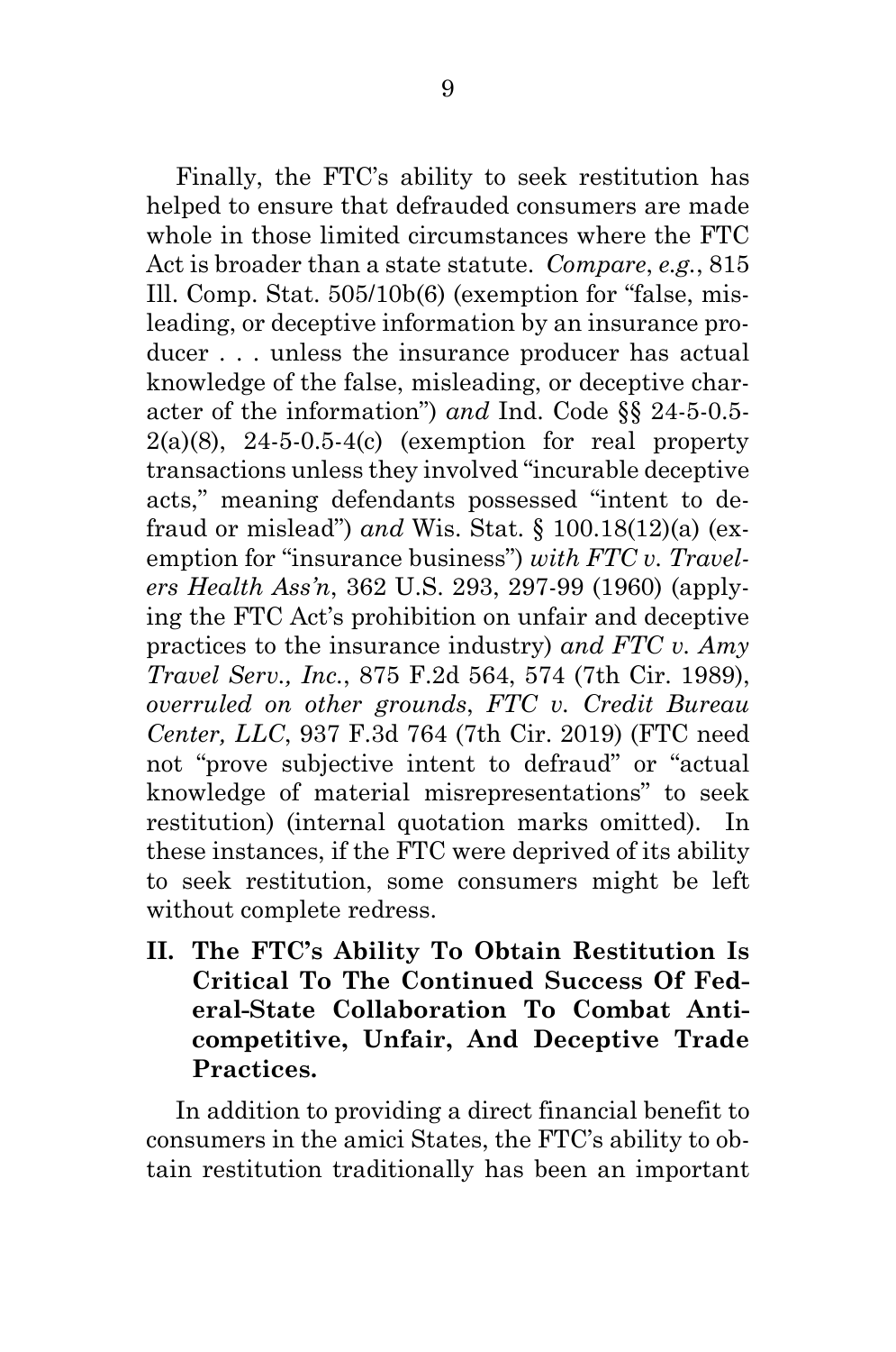Finally, the FTC's ability to seek restitution has helped to ensure that defrauded consumers are made whole in those limited circumstances where the FTC Act is broader than a state statute. *Compare*, *e.g.*, 815 Ill. Comp. Stat. 505/10b(6) (exemption for "false, misleading, or deceptive information by an insurance producer . . . unless the insurance producer has actual knowledge of the false, misleading, or deceptive character of the information") *and* Ind. Code §§ 24-5-0.5-2(a)(8), 24-5-0.5-4(c) (exemption for real property transactions unless they involved "incurable deceptive acts," meaning defendants possessed "intent to defraud or mislead") *and* Wis. Stat. § 100.18(12)(a) (exemption for "insurance business") *with FTC v. Travelers Health Ass'n*, 362 U.S. 293, 297-99 (1960) (applying the FTC Act's prohibition on unfair and deceptive practices to the insurance industry) *and FTC v. Amy Travel Serv., Inc.*, 875 F.2d 564, 574 (7th Cir. 1989), *overruled on other grounds*, *FTC v. Credit Bureau Center, LLC*, 937 F.3d 764 (7th Cir. 2019) (FTC need not "prove subjective intent to defraud" or "actual knowledge of material misrepresentations" to seek restitution) (internal quotation marks omitted). In these instances, if the FTC were deprived of its ability to seek restitution, some consumers might be left without complete redress.

## II. The FTC's Ability To Obtain Restitution Is Critical To The Continued Success Of Federal-State Collaboration To Combat Anticompetitive, Unfair, And Deceptive Trade Practices.

In addition to providing a direct financial benefit to consumers in the amici States, the FTC's ability to obtain restitution traditionally has been an important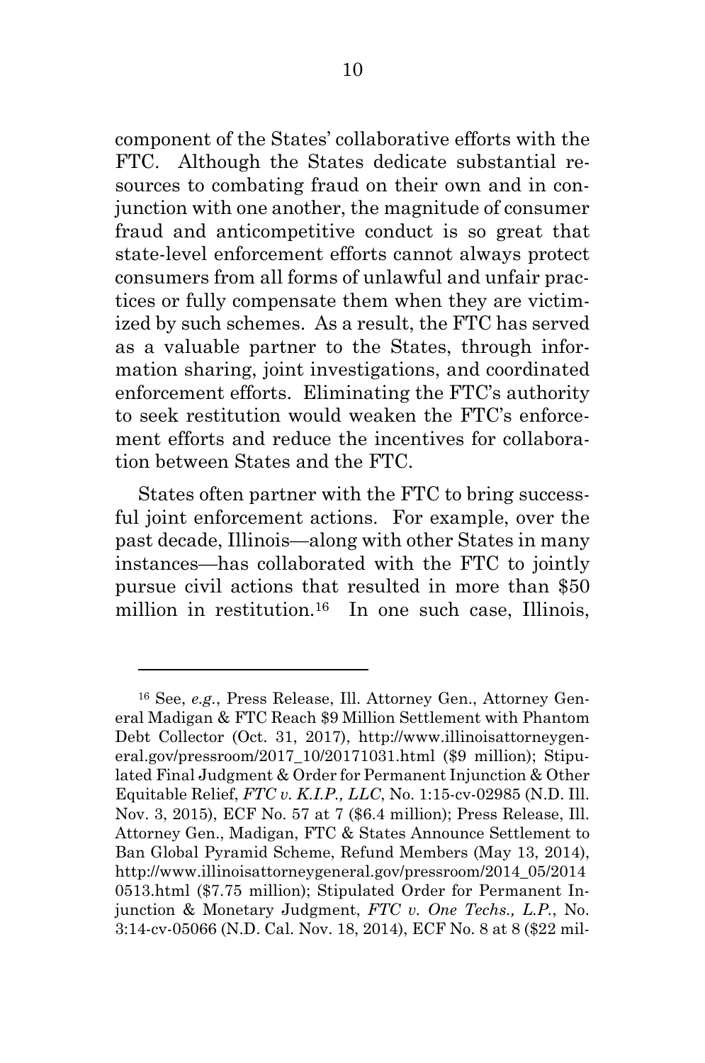component of the States' collaborative efforts with the FTC. Although the States dedicate substantial resources to combating fraud on their own and in conjunction with one another, the magnitude of consumer fraud and anticompetitive conduct is so great that state-level enforcement efforts cannot always protect consumers from all forms of unlawful and unfair practices or fully compensate them when they are victimized by such schemes. As a result, the FTC has served as a valuable partner to the States, through information sharing, joint investigations, and coordinated enforcement efforts. Eliminating the FTC's authority to seek restitution would weaken the FTC's enforcement efforts and reduce the incentives for collaboration between States and the FTC.

States often partner with the FTC to bring successful joint enforcement actions. For example, over the past decade, Illinois—along with other States in many instances—has collaborated with the FTC to jointly pursue civil actions that resulted in more than $50 million in restitution.[16] In one such case, Illinois,

---

[16] See, *e.g.*, Press Release, Ill. Attorney Gen., Attorney General Madigan & FTC Reach $9 Million Settlement with Phantom Debt Collector (Oct. 31, 2017), http://www.illinoisattorneygeneral.gov/pressroom/2017_10/20171031.html ($9 million); Stipulated Final Judgment & Order for Permanent Injunction & Other Equitable Relief, *FTC v. K.I.P., LLC*, No. 1:15-cv-02985 (N.D. Ill. Nov. 3, 2015), ECF No. 57 at 7 ($6.4 million); Press Release, Ill. Attorney Gen., Madigan, FTC & States Announce Settlement to Ban Global Pyramid Scheme, Refund Members (May 13, 2014), http://www.illinoisattorneygeneral.gov/pressroom/2014_05/20140513.html ($7.75 million); Stipulated Order for Permanent Injunction & Monetary Judgment, *FTC v. One Techs., L.P.*, No. 3:14-cv-05066 (N.D. Cal. Nov. 18, 2014), ECF No. 8 at 8 ($22 mil-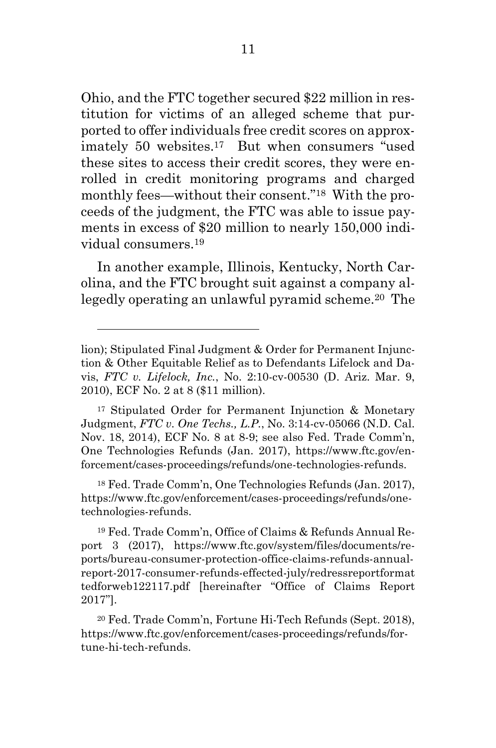Ohio, and the FTC together secured $22 million in restitution for victims of an alleged scheme that purported to offer individuals free credit scores on approximately 50 websites.[17] But when consumers "used these sites to access their credit scores, they were enrolled in credit monitoring programs and charged monthly fees—without their consent."[18] With the proceeds of the judgment, the FTC was able to issue payments in excess of $20 million to nearly 150,000 individual consumers.[19]

In another example, Illinois, Kentucky, North Carolina, and the FTC brought suit against a company allegedly operating an unlawful pyramid scheme.[20] The

---

lion); Stipulated Final Judgment & Order for Permanent Injunction & Other Equitable Relief as to Defendants Lifelock and Davis, *FTC v. Lifelock, Inc.*, No. 2:10-cv-00530 (D. Ariz. Mar. 9, 2010), ECF No. 2 at 8 ($11 million).

[17] Stipulated Order for Permanent Injunction & Monetary Judgment, *FTC v. One Techs., L.P.*, No. 3:14-cv-05066 (N.D. Cal. Nov. 18, 2014), ECF No. 8 at 8-9; see also Fed. Trade Comm'n, One Technologies Refunds (Jan. 2017), https://www.ftc.gov/enforcement/cases-proceedings/refunds/one-technologies-refunds.

[18] Fed. Trade Comm'n, One Technologies Refunds (Jan. 2017), https://www.ftc.gov/enforcement/cases-proceedings/refunds/one-technologies-refunds.

[19] Fed. Trade Comm'n, Office of Claims & Refunds Annual Report 3 (2017), https://www.ftc.gov/system/files/documents/reports/bureau-consumer-protection-office-claims-refunds-annual-report-2017-consumer-refunds-effected-july/redressreportformattedforweb122117.pdf [hereinafter "Office of Claims Report 2017"].

[20] Fed. Trade Comm'n, Fortune Hi-Tech Refunds (Sept. 2018), https://www.ftc.gov/enforcement/cases-proceedings/refunds/fortune-hi-tech-refunds.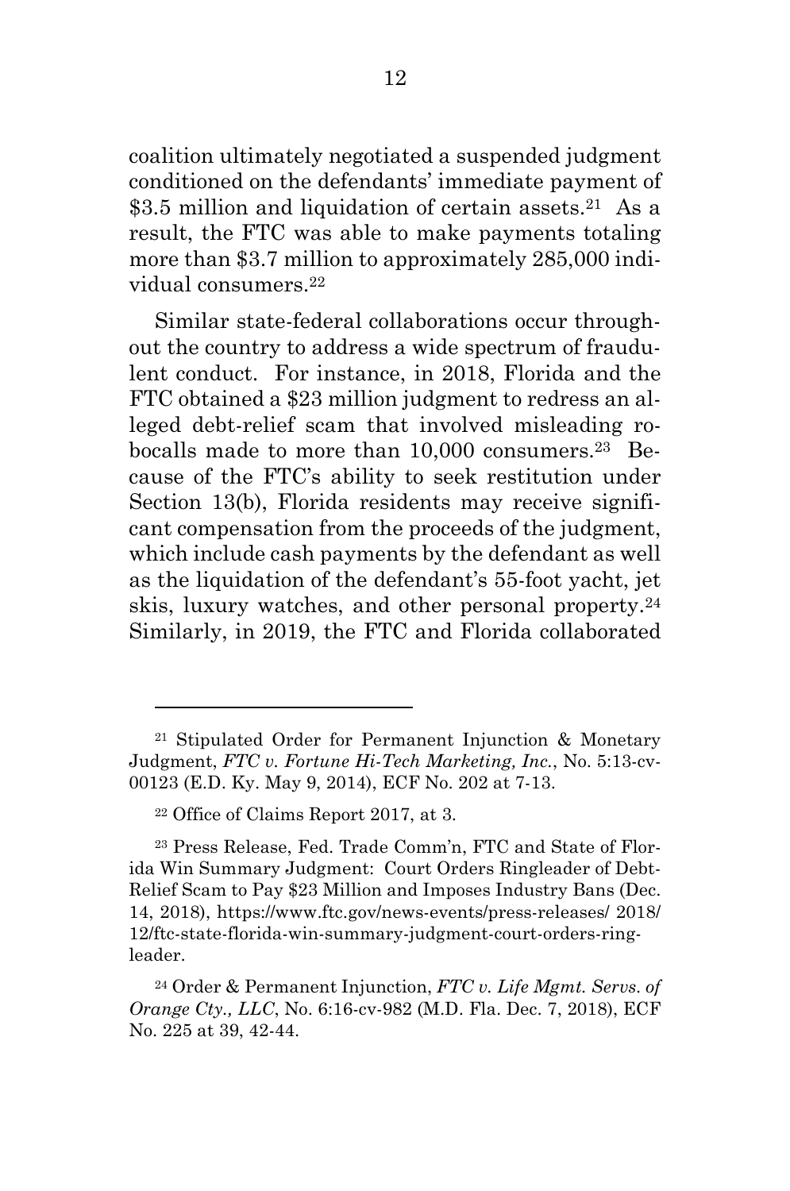coalition ultimately negotiated a suspended judgment conditioned on the defendants' immediate payment of $3.5 million and liquidation of certain assets.[21] As a result, the FTC was able to make payments totaling more than $3.7 million to approximately 285,000 individual consumers.[22]

Similar state-federal collaborations occur throughout the country to address a wide spectrum of fraudulent conduct. For instance, in 2018, Florida and the FTC obtained a $23 million judgment to redress an alleged debt-relief scam that involved misleading robocalls made to more than 10,000 consumers.[23] Because of the FTC's ability to seek restitution under Section 13(b), Florida residents may receive significant compensation from the proceeds of the judgment, which include cash payments by the defendant as well as the liquidation of the defendant's 55-foot yacht, jet skis, luxury watches, and other personal property.[24] Similarly, in 2019, the FTC and Florida collaborated

---

[21] Stipulated Order for Permanent Injunction & Monetary Judgment, *FTC v. Fortune Hi-Tech Marketing, Inc.*, No. 5:13-cv-00123 (E.D. Ky. May 9, 2014), ECF No. 202 at 7-13.

[22] Office of Claims Report 2017, at 3.

[23] Press Release, Fed. Trade Comm'n, FTC and State of Florida Win Summary Judgment: Court Orders Ringleader of Debt-Relief Scam to Pay $23 Million and Imposes Industry Bans (Dec. 14, 2018), https://www.ftc.gov/news-events/press-releases/ 2018/ 12/ftc-state-florida-win-summary-judgment-court-orders-ring-leader.

[24] Order & Permanent Injunction, *FTC v. Life Mgmt. Servs. of Orange Cty., LLC*, No. 6:16-cv-982 (M.D. Fla. Dec. 7, 2018), ECF No. 225 at 39, 42-44.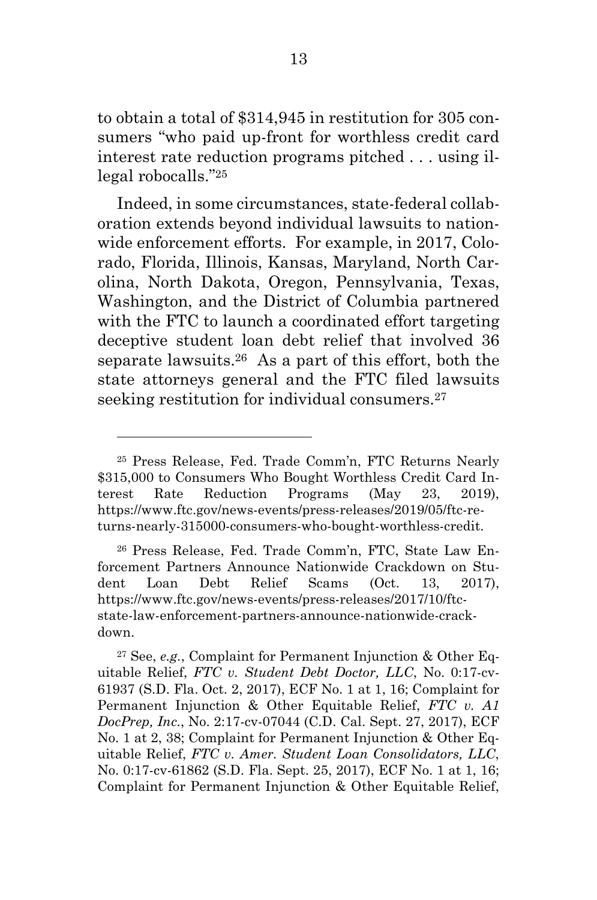to obtain a total of $314,945 in restitution for 305 consumers "who paid up-front for worthless credit card interest rate reduction programs pitched . . . using illegal robocalls."[25]

Indeed, in some circumstances, state-federal collaboration extends beyond individual lawsuits to nationwide enforcement efforts. For example, in 2017, Colorado, Florida, Illinois, Kansas, Maryland, North Carolina, North Dakota, Oregon, Pennsylvania, Texas, Washington, and the District of Columbia partnered with the FTC to launch a coordinated effort targeting deceptive student loan debt relief that involved 36 separate lawsuits.[26] As a part of this effort, both the state attorneys general and the FTC filed lawsuits seeking restitution for individual consumers.[27]

---

[25] Press Release, Fed. Trade Comm'n, FTC Returns Nearly $315,000 to Consumers Who Bought Worthless Credit Card Interest Rate Reduction Programs (May 23, 2019), https://www.ftc.gov/news-events/press-releases/2019/05/ftc-returns-nearly-315000-consumers-who-bought-worthless-credit.

[26] Press Release, Fed. Trade Comm'n, FTC, State Law Enforcement Partners Announce Nationwide Crackdown on Student Loan Debt Relief Scams (Oct. 13, 2017), https://www.ftc.gov/news-events/press-releases/2017/10/ftc-state-law-enforcement-partners-announce-nationwide-crackdown.

[27] See, *e.g.*, Complaint for Permanent Injunction & Other Equitable Relief, *FTC v. Student Debt Doctor, LLC*, No. 0:17-cv-61937 (S.D. Fla. Oct. 2, 2017), ECF No. 1 at 1, 16; Complaint for Permanent Injunction & Other Equitable Relief, *FTC v. A1 DocPrep, Inc.*, No. 2:17-cv-07044 (C.D. Cal. Sept. 27, 2017), ECF No. 1 at 2, 38; Complaint for Permanent Injunction & Other Equitable Relief, *FTC v. Amer. Student Loan Consolidators, LLC*, No. 0:17-cv-61862 (S.D. Fla. Sept. 25, 2017), ECF No. 1 at 1, 16; Complaint for Permanent Injunction & Other Equitable Relief,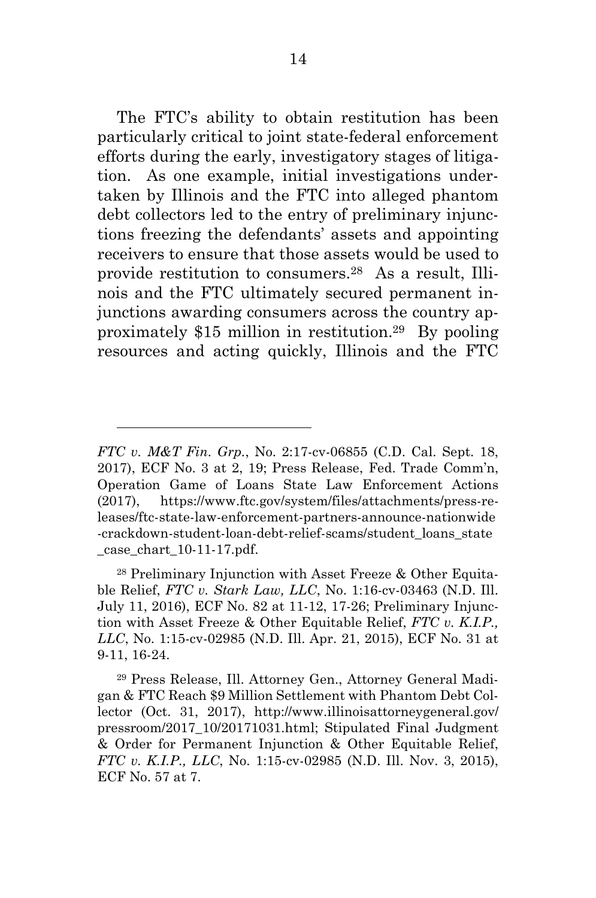The FTC's ability to obtain restitution has been particularly critical to joint state-federal enforcement efforts during the early, investigatory stages of litigation. As one example, initial investigations undertaken by Illinois and the FTC into alleged phantom debt collectors led to the entry of preliminary injunctions freezing the defendants' assets and appointing receivers to ensure that those assets would be used to provide restitution to consumers.[28] As a result, Illinois and the FTC ultimately secured permanent injunctions awarding consumers across the country approximately $15 million in restitution.[29] By pooling resources and acting quickly, Illinois and the FTC

---

*FTC v. M&T Fin. Grp.*, No. 2:17-cv-06855 (C.D. Cal. Sept. 18, 2017), ECF No. 3 at 2, 19; Press Release, Fed. Trade Comm'n, Operation Game of Loans State Law Enforcement Actions (2017), https://www.ftc.gov/system/files/attachments/press-releases/ftc-state-law-enforcement-partners-announce-nationwide-crackdown-student-loan-debt-relief-scams/student_loans_state_case_chart_10-11-17.pdf.

[28] Preliminary Injunction with Asset Freeze & Other Equitable Relief, *FTC v. Stark Law, LLC*, No. 1:16-cv-03463 (N.D. Ill. July 11, 2016), ECF No. 82 at 11-12, 17-26; Preliminary Injunction with Asset Freeze & Other Equitable Relief, *FTC v. K.I.P., LLC*, No. 1:15-cv-02985 (N.D. Ill. Apr. 21, 2015), ECF No. 31 at 9-11, 16-24.

[29] Press Release, Ill. Attorney Gen., Attorney General Madigan & FTC Reach $9 Million Settlement with Phantom Debt Collector (Oct. 31, 2017), http://www.illinoisattorneygeneral.gov/pressroom/2017_10/20171031.html; Stipulated Final Judgment & Order for Permanent Injunction & Other Equitable Relief, *FTC v. K.I.P., LLC*, No. 1:15-cv-02985 (N.D. Ill. Nov. 3, 2015), ECF No. 57 at 7.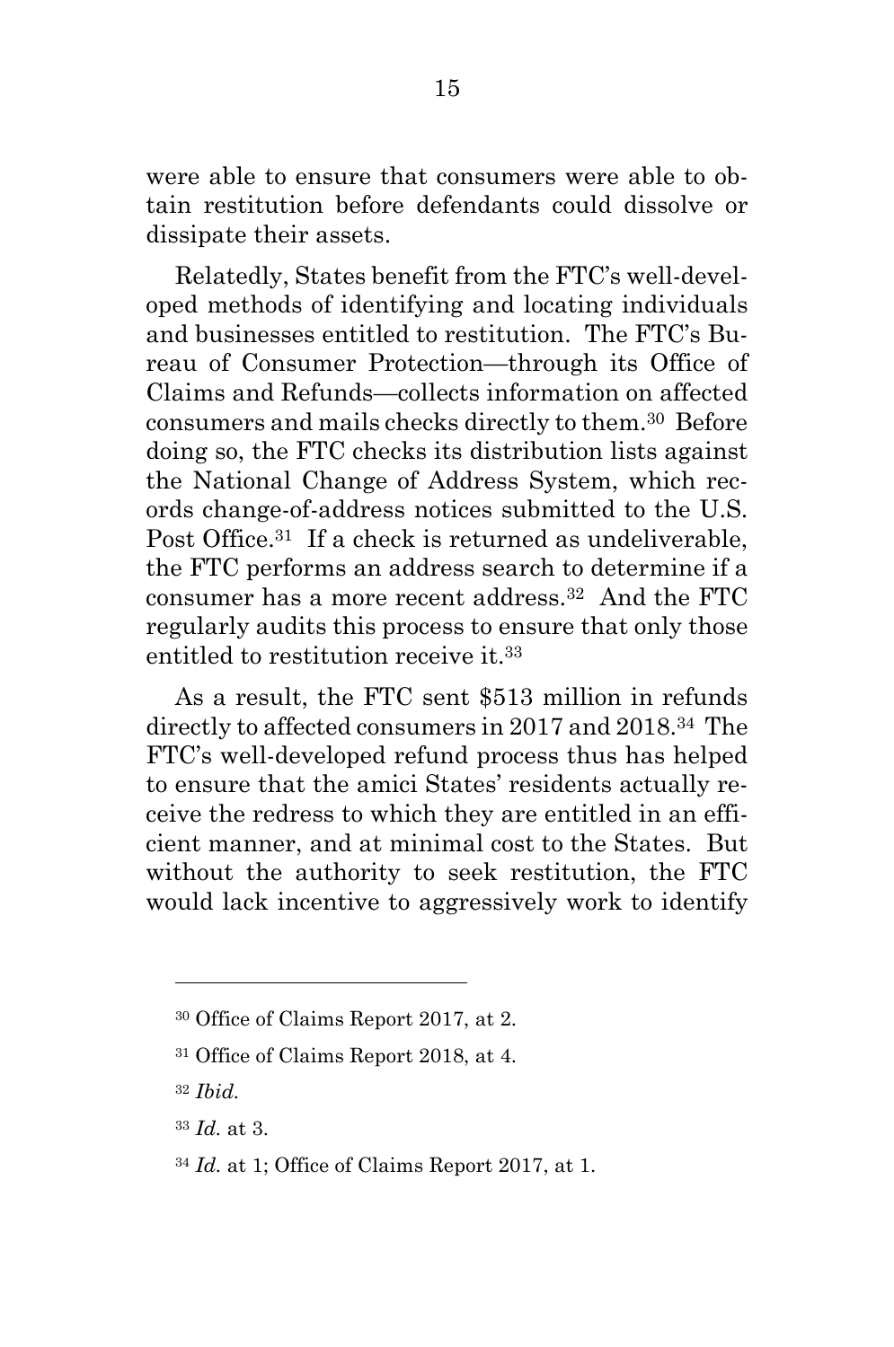were able to ensure that consumers were able to obtain restitution before defendants could dissolve or dissipate their assets.

Relatedly, States benefit from the FTC's well-developed methods of identifying and locating individuals and businesses entitled to restitution. The FTC's Bureau of Consumer Protection—through its Office of Claims and Refunds—collects information on affected consumers and mails checks directly to them.[30] Before doing so, the FTC checks its distribution lists against the National Change of Address System, which records change-of-address notices submitted to the U.S. Post Office.[31] If a check is returned as undeliverable, the FTC performs an address search to determine if a consumer has a more recent address.[32] And the FTC regularly audits this process to ensure that only those entitled to restitution receive it.[33]

As a result, the FTC sent $513 million in refunds directly to affected consumers in 2017 and 2018.[34] The FTC's well-developed refund process thus has helped to ensure that the amici States' residents actually receive the redress to which they are entitled in an efficient manner, and at minimal cost to the States. But without the authority to seek restitution, the FTC would lack incentive to aggressively work to identify

---

[30] Office of Claims Report 2017, at 2.

[31] Office of Claims Report 2018, at 4.

[32] *Ibid.*

[33] *Id.* at 3.

[34] *Id.* at 1; Office of Claims Report 2017, at 1.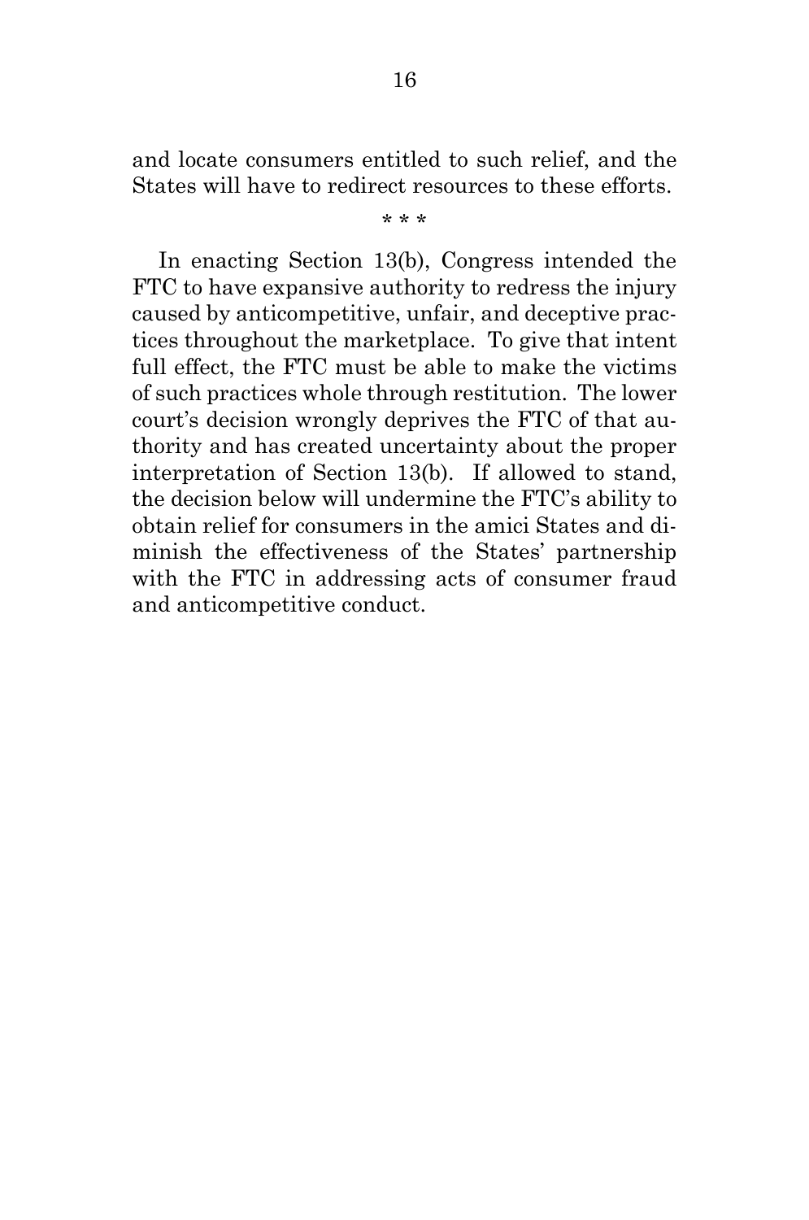and locate consumers entitled to such relief, and the States will have to redirect resources to these efforts.

\* \* \*

In enacting Section 13(b), Congress intended the FTC to have expansive authority to redress the injury caused by anticompetitive, unfair, and deceptive practices throughout the marketplace. To give that intent full effect, the FTC must be able to make the victims of such practices whole through restitution. The lower court's decision wrongly deprives the FTC of that authority and has created uncertainty about the proper interpretation of Section 13(b). If allowed to stand, the decision below will undermine the FTC's ability to obtain relief for consumers in the amici States and diminish the effectiveness of the States' partnership with the FTC in addressing acts of consumer fraud and anticompetitive conduct.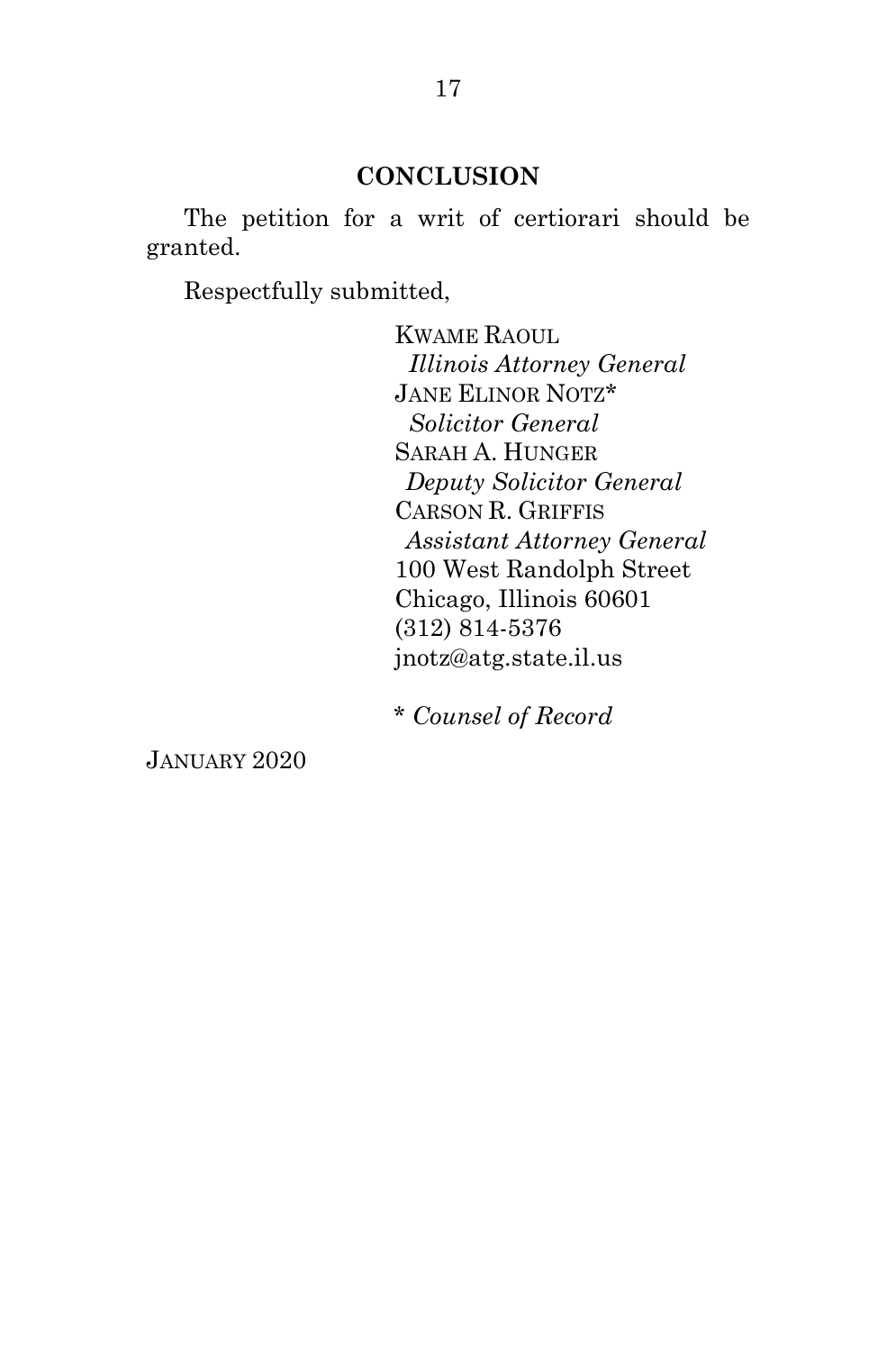## CONCLUSION

The petition for a writ of certiorari should be granted.

Respectfully submitted,

KWAME RAOUL
*Illinois Attorney General*
JANE ELINOR NOTZ*
*Solicitor General*
SARAH A. HUNGER
*Deputy Solicitor General*
CARSON R. GRIFFIS
*Assistant Attorney General*
100 West Randolph Street
Chicago, Illinois 60601
(312) 814-5376
jnotz@atg.state.il.us

\* *Counsel of Record*

JANUARY 2020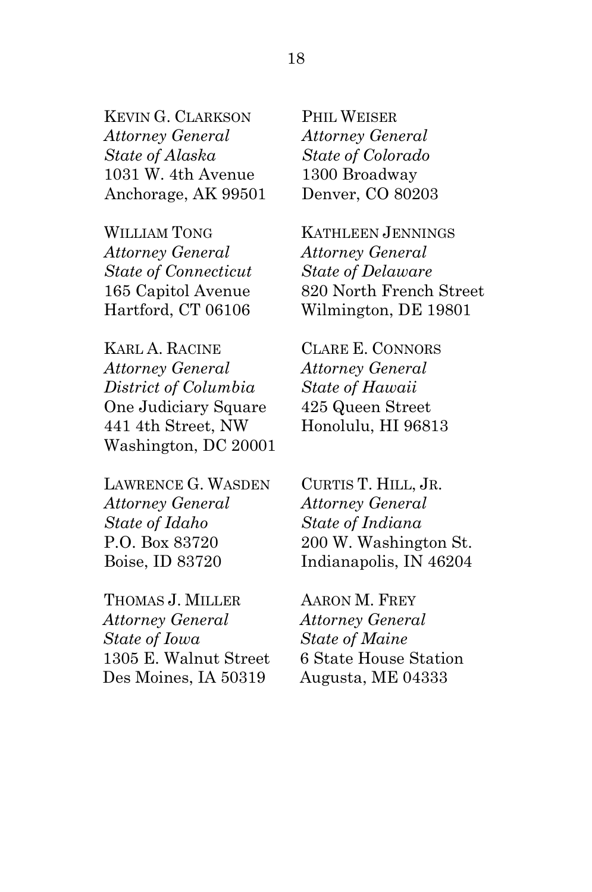KEVIN G. CLARKSON
*Attorney General*
*State of Alaska*
1031 W. 4th Avenue
Anchorage, AK 99501

PHIL WEISER
*Attorney General*
*State of Colorado*
1300 Broadway
Denver, CO 80203

WILLIAM TONG
*Attorney General*
*State of Connecticut*
165 Capitol Avenue
Hartford, CT 06106

KATHLEEN JENNINGS
*Attorney General*
*State of Delaware*
820 North French Street
Wilmington, DE 19801

KARL A. RACINE
*Attorney General*
*District of Columbia*
One Judiciary Square
441 4th Street, NW
Washington, DC 20001

CLARE E. CONNORS
*Attorney General*
*State of Hawaii*
425 Queen Street
Honolulu, HI 96813

LAWRENCE G. WASDEN
*Attorney General*
*State of Idaho*
P.O. Box 83720
Boise, ID 83720

CURTIS T. HILL, JR.
*Attorney General*
*State of Indiana*
200 W. Washington St.
Indianapolis, IN 46204

THOMAS J. MILLER
*Attorney General*
*State of Iowa*
1305 E. Walnut Street
Des Moines, IA 50319

AARON M. FREY
*Attorney General*
*State of Maine*
6 State House Station
Augusta, ME 04333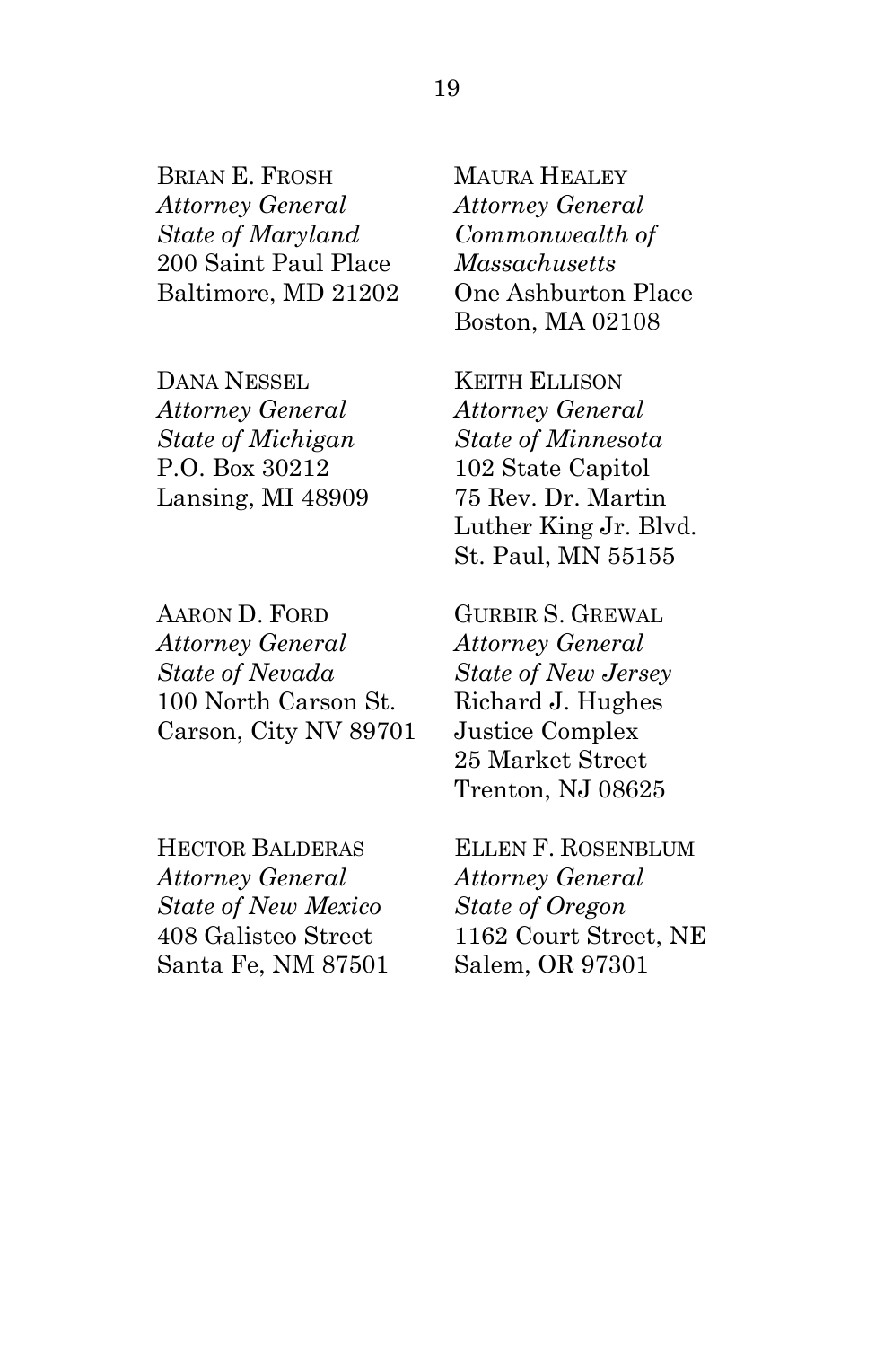BRIAN E. FROSH
*Attorney General*
*State of Maryland*
200 Saint Paul Place
Baltimore, MD 21202

MAURA HEALEY
*Attorney General*
*Commonwealth of Massachusetts*
One Ashburton Place
Boston, MA 02108

DANA NESSEL
*Attorney General*
*State of Michigan*
P.O. Box 30212
Lansing, MI 48909

KEITH ELLISON
*Attorney General*
*State of Minnesota*
102 State Capitol
75 Rev. Dr. Martin Luther King Jr. Blvd.
St. Paul, MN 55155

AARON D. FORD
*Attorney General*
*State of Nevada*
100 North Carson St.
Carson, City NV 89701

GURBIR S. GREWAL
*Attorney General*
*State of New Jersey*
Richard J. Hughes Justice Complex
25 Market Street
Trenton, NJ 08625

HECTOR BALDERAS
*Attorney General*
*State of New Mexico*
408 Galisteo Street
Santa Fe, NM 87501

ELLEN F. ROSENBLUM
*Attorney General*
*State of Oregon*
1162 Court Street, NE
Salem, OR 97301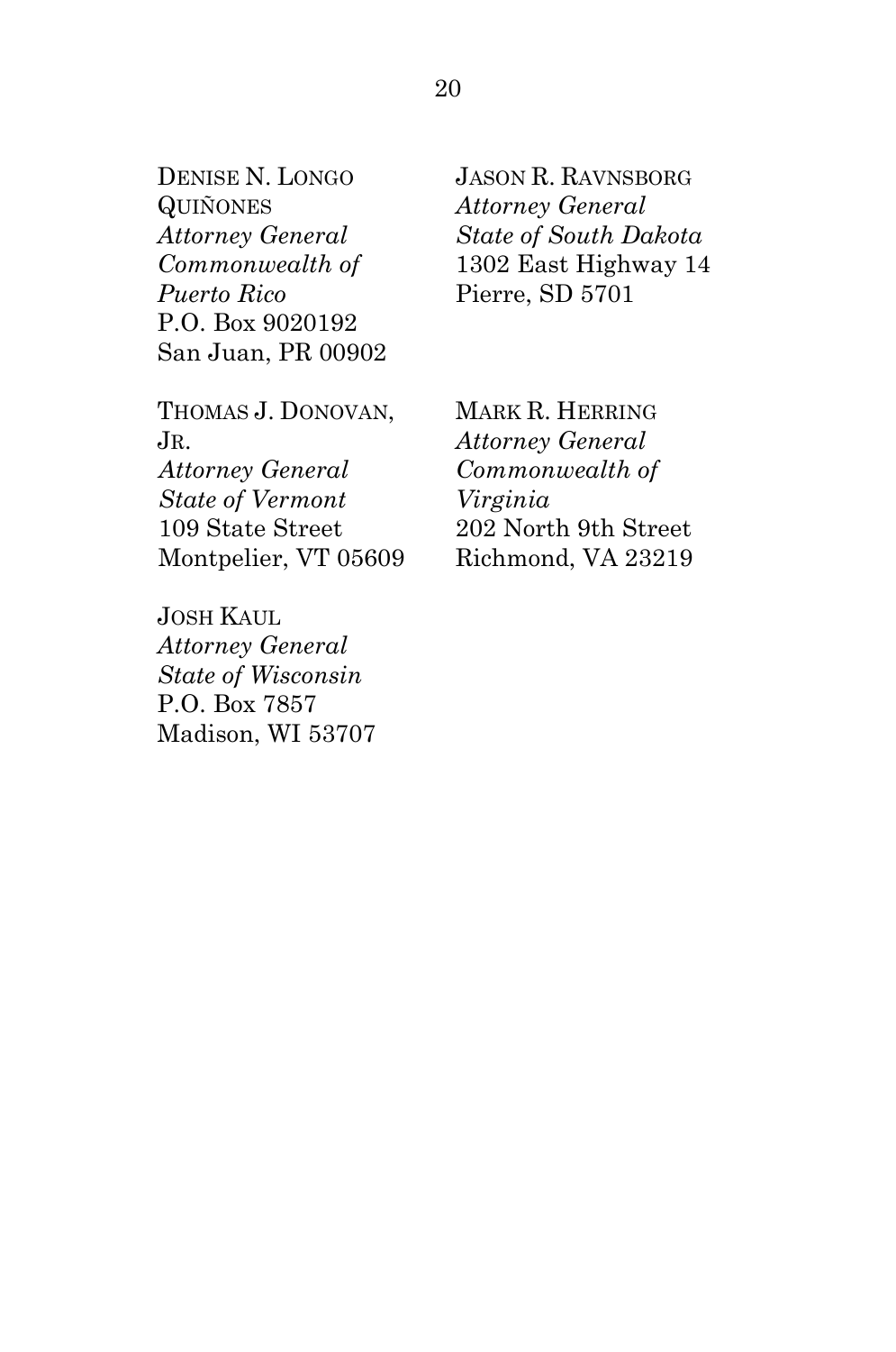DENISE N. LONGO QUIÑONES
*Attorney General*
*Commonwealth of Puerto Rico*
P.O. Box 9020192
San Juan, PR 00902

JASON R. RAVNSBORG
*Attorney General*
*State of South Dakota*
1302 East Highway 14
Pierre, SD 5701

THOMAS J. DONOVAN, JR.
*Attorney General*
*State of Vermont*
109 State Street
Montpelier, VT 05609

MARK R. HERRING
*Attorney General*
*Commonwealth of Virginia*
202 North 9th Street
Richmond, VA 23219

JOSH KAUL
*Attorney General*
*State of Wisconsin*
P.O. Box 7857
Madison, WI 53707